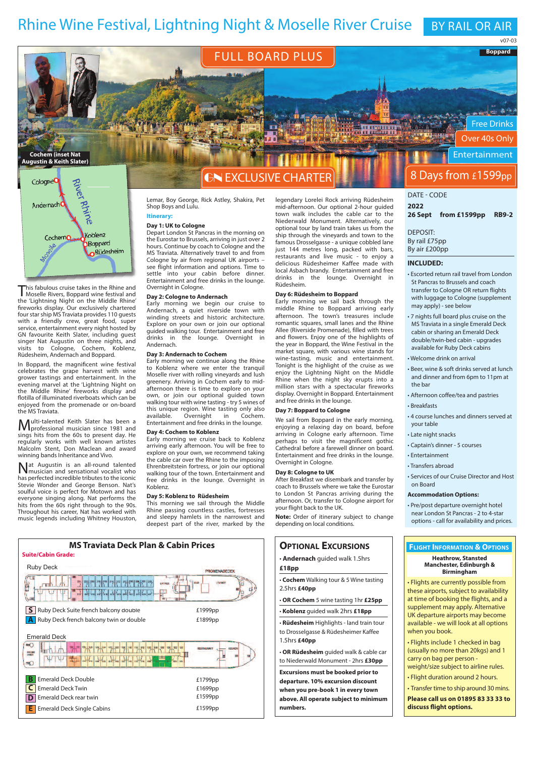# Rhine Wine Festival, Lightning Night & Moselle River Cruise

BY RAIL OR AIR

v07-03

FULL BOARD PLUS

GN EXCLUSIVE CHARTER

Free Drinks

Over 40s Only

Entertainment

Cochem (inset Nat Augustin & Keith Slater)

Boppard

Cologne, Andernach, River Rhine, Cochem, Moselle, Koblenz, Boppard, Rüdesheim

This fabulous cruise takes in the Rhine and Moselle Rivers, Boppard wine festival and the 'Lightning Night on the Middle Rhine' fireworks display. Our exclusively chartered four star ship MS Traviata provides 110 guests with a friendly crew, great food, super service, entertainment every night hosted by GN favourite Keith Slater, including guest singer Nat Augustin on three nights, and visits to Cologne, Cochem, Koblenz, Rüdesheim, Andernach and Boppard.

In Boppard, the magnificent wine festival celebrates the grape harvest with wine grower tastings and entertainment. In the evening marvel at the 'Lightning Night on the Middle Rhine' fireworks display and flotilla of illuminated riverboats which can be enjoyed from the promenade or on-board the MS Traviata.

Multi-talented Keith Slater has been a professional musician since 1981 and sings hits from the 60s to present day. He regularly works with well known artistes Malcolm Stent, Don Maclean and award winning bands Inheritance and Vivo.

Nat Augustin is an all-round talented musician and sensational vocalist who has perfected incredible tributes to the iconic Stevie Wonder and George Benson. Nat's soulful voice is perfect for Motown and has everyone singing along. Nat performs the hits from the 60s right through to the 90s. Throughout his career, Nat has worked with music legends including Whitney Houston, Lemar, Boy George, Rick Astley, Shakira, Pet Shop Boys and Lulu.

**Itinerary:**

**Day 1: UK to Cologne**
Depart London St Pancras in the morning on the Eurostar to Brussels, arriving in just over 2 hours. Continue by coach to Cologne and the MS Traviata. Alternatively travel to and from Cologne by air from regional UK airports - see flight information and options. Time to settle into your cabin before dinner. Entertainment and free drinks in the lounge. Overnight in Cologne.

**Day 2: Cologne to Andernach**
Early morning we begin our cruise to Andernach, a quiet riverside town with winding streets and historic architecture. Explore on your own or join our optional guided walking tour. Entertainment and free drinks in the lounge. Overnight in Andernach.

**Day 3: Andernach to Cochem**
Early morning we continue along the Rhine to Koblenz where we enter the tranquil Moselle river with rolling vineyards and lush greenery. Arriving in Cochem early to mid-afternoon there is time to explore on your own, or join our optional guided town walking tour with wine tasting - try 5 wines of this unique region. Wine tasting only also available. Overnight in Cochem. Entertainment and free drinks in the lounge.

**Day 4: Cochem to Koblenz**
Early morning we cruise back to Koblenz arriving early afternoon. You will be free to explore on your own, we recommend taking the cable car over the Rhine to the imposing Ehrenbreitstein fortress, or join our optional walking tour of the town. Entertainment and free drinks in the lounge. Overnight in Koblenz.

**Day 5: Koblenz to Rüdesheim**
This morning we sail through the Middle Rhine passing countless castles, fortresses and sleepy hamlets in the narrowest and deepest part of the river, marked by the legendary Lorelei Rock arriving Rüdesheim mid-afternoon. Our optional 2-hour guided town walk includes the cable car to the Niederwald Monument. Alternatively, our optional tour by land train takes us from the ship through the vineyards and town to the famous Drosselgasse - a unique cobbled lane just 144 metres long, packed with bars, restaurants and live music - to enjoy a delicious Rüdesheimer Kaffee made with local Asbach brandy. Entertainment and free drinks in the lounge. Overnight in Rüdesheim.

**Day 6: Rüdesheim to Boppard**
Early morning we sail back through the middle Rhine to Boppard arriving early afternoon. The town's treasures include romantic squares, small lanes and the Rhine Allee (Riverside Promenade), filled with trees and flowers. Enjoy one of the highlights of the year in Boppard, the Wine Festival in the market square, with various wine stands for wine-tasting, music and entertainment. Tonight is the highlight of the cruise as we enjoy the Lightning Night on the Middle Rhine when the night sky erupts into a million stars with a spectacular fireworks display. Overnight in Boppard. Entertainment and free drinks in the lounge.

**Day 7: Boppard to Cologne**
We sail from Boppard in the early morning, enjoying a relaxing day on board, before arriving in Cologne early afternoon. Time perhaps to visit the magnificent gothic Cathedral before a farewell dinner on board. Entertainment and free drinks in the lounge. Overnight in Cologne.

**Day 8: Cologne to UK**
After Breakfast we disembark and transfer by coach to Brussels where we take the Eurostar to London St Pancras arriving during the afternoon. Or, transfer to Cologne airport for your flight back to the UK.

**Note:** Order of itinerary subject to change depending on local conditions.

## 8 Days from £1599pp

| DATE - CODE | | |
|---|---|---|
| **2022** | | |
| **26 Sept** | **from £1599pp** | **RB9-2** |

DEPOSIT:
By rail £75pp
By air £200pp

**INCLUDED:**

- Escorted return rail travel from London St Pancras to Brussels and coach transfer to Cologne OR return flights with luggage to Cologne (supplement may apply) - see below
- 7 nights full board plus cruise on the MS Traviata in a single Emerald Deck cabin or sharing an Emerald Deck double/twin-bed cabin - upgrades available for Ruby Deck cabins
- Welcome drink on arrival
- Beer, wine & soft drinks served at lunch and dinner and from 6pm to 11pm at the bar
- Afternoon coffee/tea and pastries
- Breakfasts
- 4 course lunches and dinners served at your table
- Late night snacks
- Captain's dinner - 5 courses
- Entertainment
- Transfers abroad
- Services of our Cruise Director and Host on Board

**Accommodation Options:**

- Pre/post departure overnight hotel near London St Pancras - 2 to 4-star options - call for availability and prices.

## MS Traviata Deck Plan & Cabin Prices

**Suite/Cabin Grade:**

Ruby Deck

| Grade | Cabin | Price |
|---|---|---|
| S | Ruby Deck Suite french balcony double | £1999pp |
| A | Ruby Deck french balcony twin or double | £1899pp |

Emerald Deck

| Grade | Cabin | Price |
|---|---|---|
| B | Emerald Deck Double | £1799pp |
| C | Emerald Deck Twin | £1699pp |
| D | Emerald Deck rear twin | £1599pp |
| E | Emerald Deck Single Cabins | £1599pp |

## Optional Excursions

- **Andernach** guided walk 1.5hrs **£18pp**
- **Cochem** Walking tour & 5 Wine tasting 2.5hrs **£40pp**
- **OR Cochem** 5 wine tasting 1hr **£25pp**
- **Koblenz** guided walk 2hrs **£18pp**
- **Rüdesheim** Highlights - land train tour to Drosselgasse & Rüdesheimer Kaffee 1.5hrs **£40pp**
- **OR Rüdesheim** guided walk & cable car to Niederwald Monument - 2hrs **£30pp**

**Excursions must be booked prior to departure. 10% excursion discount when you pre-book 1 in every town above. All operate subject to minimum numbers.**

## Flight Information & Options

**Heathrow, Stansted Manchester, Edinburgh & Birmingham**

- Flights are currently possible from these airports, subject to availability at time of booking the flights, and a supplement may apply. Alternative UK departure airports may become available - we will look at all options when you book.
- Flights include 1 checked in bag (usually no more than 20kgs) and 1 carry on bag per person - weight/size subject to airline rules.
- Flight duration around 2 hours.
- Transfer time to ship around 30 mins.

**Please call us on 01895 83 33 33 to discuss flight options.**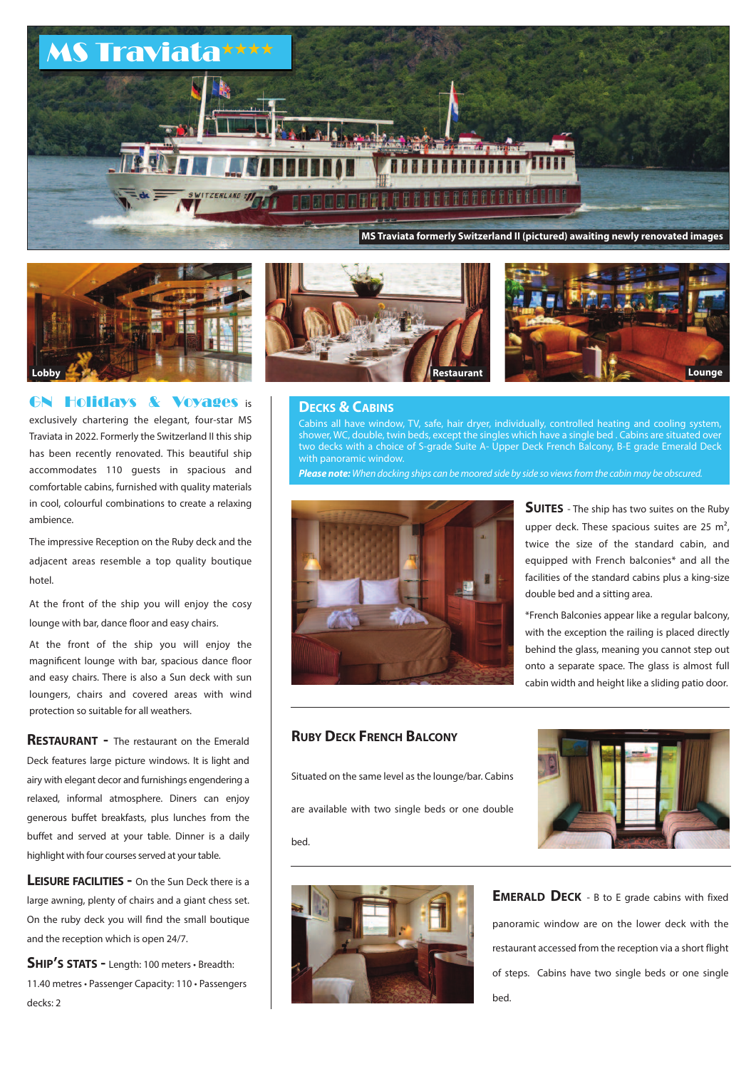# MS Traviata★★★★

MS Traviata formerly Switzerland II (pictured) awaiting newly renovated images

Lobby

Restaurant

Lounge

**GN Holidays & Voyages** is exclusively chartering the elegant, four-star MS Traviata in 2022. Formerly the Switzerland II this ship has been recently renovated. This beautiful ship accommodates 110 guests in spacious and comfortable cabins, furnished with quality materials in cool, colourful combinations to create a relaxing ambience.

The impressive Reception on the Ruby deck and the adjacent areas resemble a top quality boutique hotel.

At the front of the ship you will enjoy the cosy lounge with bar, dance floor and easy chairs.

At the front of the ship you will enjoy the magnificent lounge with bar, spacious dance floor and easy chairs. There is also a Sun deck with sun loungers, chairs and covered areas with wind protection so suitable for all weathers.

**RESTAURANT -** The restaurant on the Emerald Deck features large picture windows. It is light and airy with elegant decor and furnishings engendering a relaxed, informal atmosphere. Diners can enjoy generous buffet breakfasts, plus lunches from the buffet and served at your table. Dinner is a daily highlight with four courses served at your table.

**LEISURE FACILITIES -** On the Sun Deck there is a large awning, plenty of chairs and a giant chess set. On the ruby deck you will find the small boutique and the reception which is open 24/7.

**SHIP'S STATS -** Length: 100 meters • Breadth: 11.40 metres • Passenger Capacity: 110 • Passengers decks: 2

## DECKS & CABINS

Cabins all have window, TV, safe, hair dryer, individually, controlled heating and cooling system, shower, WC, double, twin beds, except the singles which have a single bed . Cabins are situated over two decks with a choice of S-grade Suite A- Upper Deck French Balcony, B-E grade Emerald Deck with panoramic window.

***Please note:*** *When docking ships can be moored side by side so views from the cabin may be obscured.*

**SUITES** - The ship has two suites on the Ruby upper deck. These spacious suites are 25 m², twice the size of the standard cabin, and equipped with French balconies* and all the facilities of the standard cabins plus a king-size double bed and a sitting area.

*French Balconies appear like a regular balcony, with the exception the railing is placed directly behind the glass, meaning you cannot step out onto a separate space. The glass is almost full cabin width and height like a sliding patio door.

### RUBY DECK FRENCH BALCONY

Situated on the same level as the lounge/bar. Cabins are available with two single beds or one double bed.

**EMERALD DECK** - B to E grade cabins with fixed panoramic window are on the lower deck with the restaurant accessed from the reception via a short flight of steps. Cabins have two single beds or one single bed.